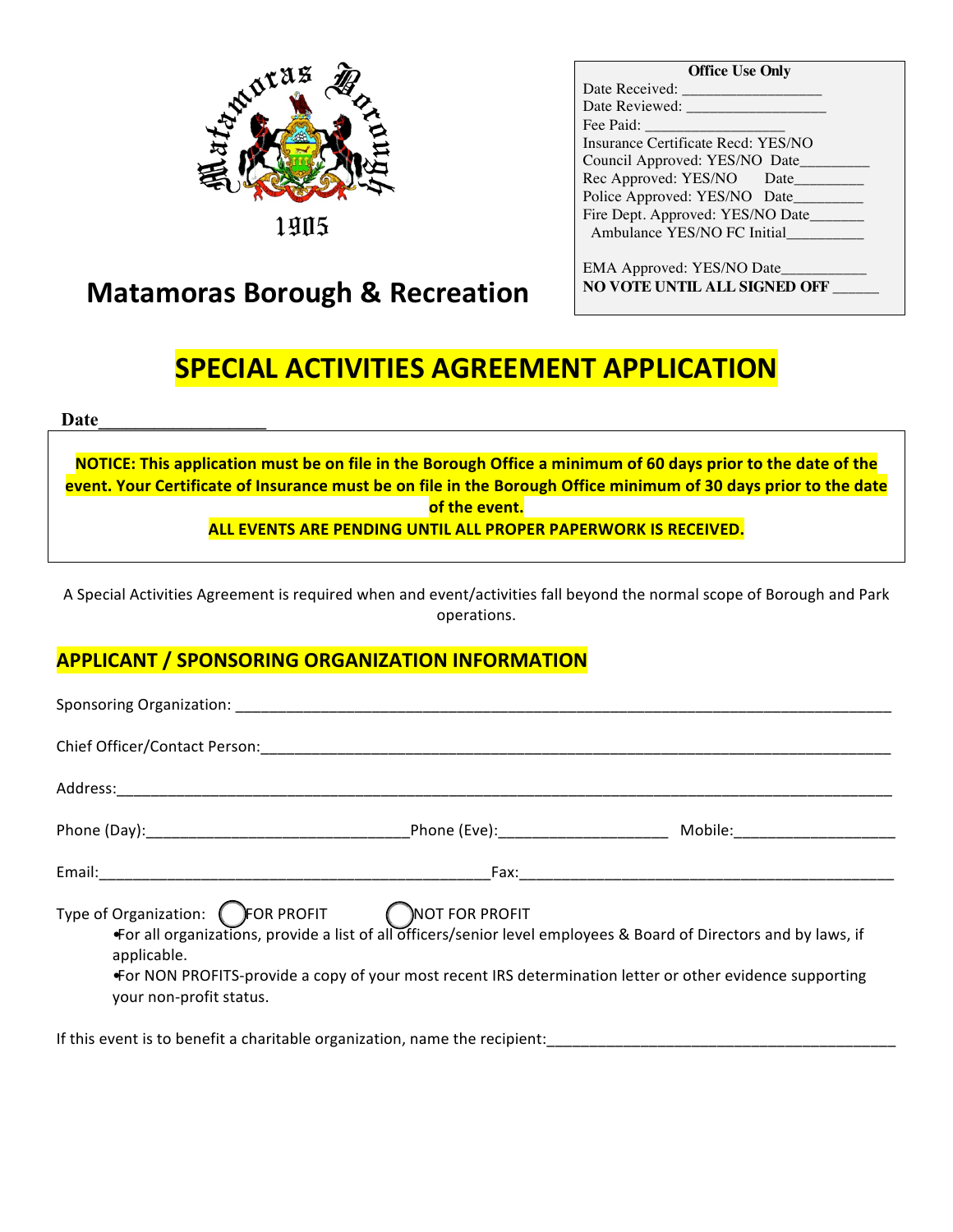Matamoras Borough

1905

**Office Use Only**

Date Received: ___________________
Date Reviewed: ___________________
Fee Paid: ___________________
Insurance Certificate Recd: YES/NO
Council Approved: YES/NO Date_________
Rec Approved: YES/NO Date_________
Police Approved: YES/NO Date_________
Fire Dept. Approved: YES/NO Date_______
Ambulance YES/NO FC Initial__________

EMA Approved: YES/NO Date___________
**NO VOTE UNTIL ALL SIGNED OFF ______**

# Matamoras Borough & Recreation

# SPECIAL ACTIVITIES AGREEMENT APPLICATION

**Date___________________**

**NOTICE: This application must be on file in the Borough Office a minimum of 60 days prior to the date of the event. Your Certificate of Insurance must be on file in the Borough Office minimum of 30 days prior to the date of the event.**

**ALL EVENTS ARE PENDING UNTIL ALL PROPER PAPERWORK IS RECEIVED.**

A Special Activities Agreement is required when and event/activities fall beyond the normal scope of Borough and Park operations.

## APPLICANT / SPONSORING ORGANIZATION INFORMATION

Sponsoring Organization: ________________________________________________________________________________

Chief Officer/Contact Person:____________________________________________________________________________

Address:_______________________________________________________________________________________________

Phone (Day):________________________________Phone (Eve):____________________ Mobile:___________________

Email:________________________________________________Fax:_______________________________________________

Type of Organization: ◯ FOR PROFIT ◯ NOT FOR PROFIT

- For all organizations, provide a list of all officers/senior level employees & Board of Directors and by laws, if applicable.
- For NON PROFITS-provide a copy of your most recent IRS determination letter or other evidence supporting your non-profit status.

If this event is to benefit a charitable organization, name the recipient:__________________________________________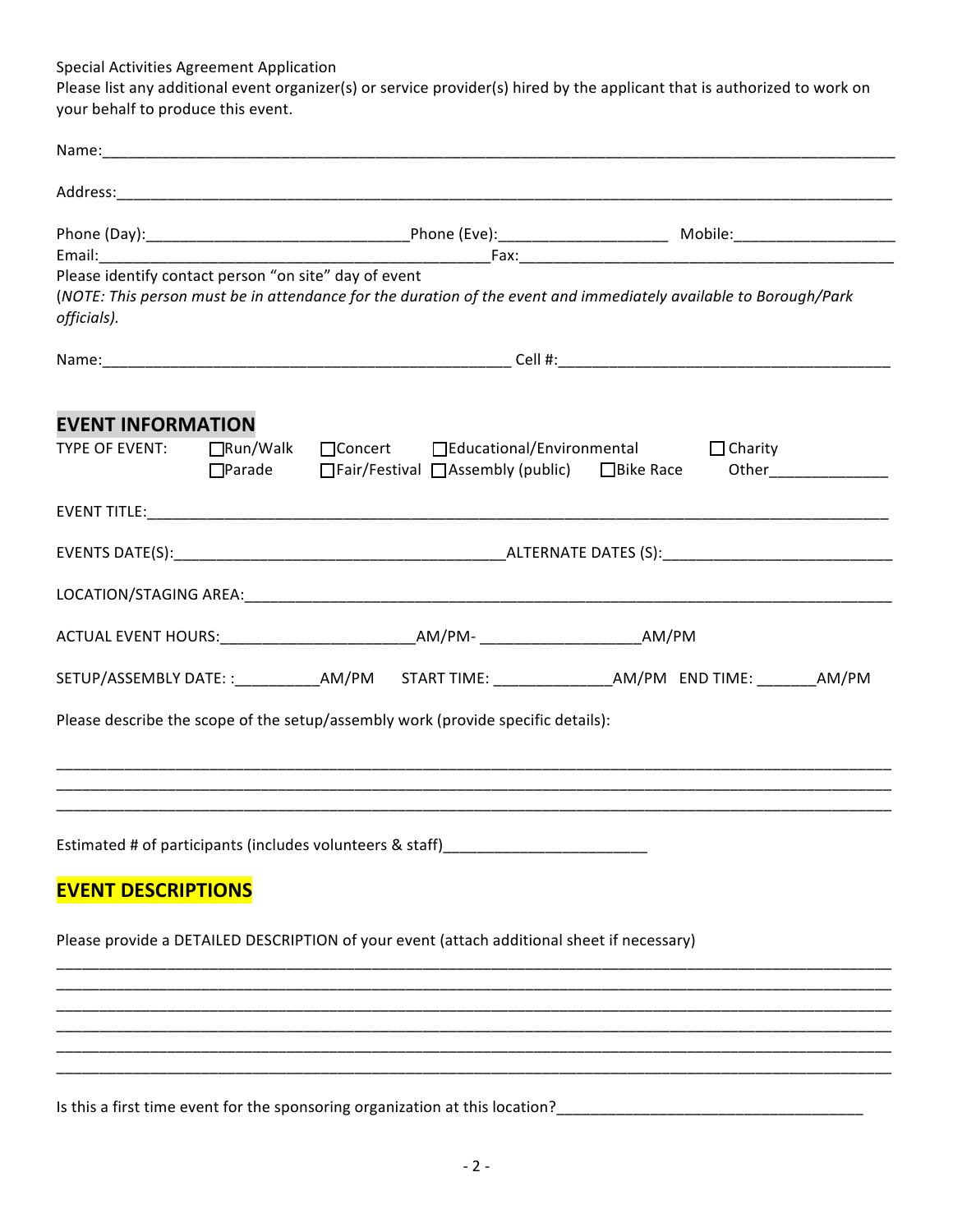Special Activities Agreement Application

Please list any additional event organizer(s) or service provider(s) hired by the applicant that is authorized to work on your behalf to produce this event.

Name:___________________________________________________________________________________________

Address:_________________________________________________________________________________________

Phone (Day):______________________________Phone (Eve):___________________ Mobile:__________________

Email:____________________________________________Fax:____________________________________________

Please identify contact person "on site" day of event

(*NOTE: This person must be in attendance for the duration of the event and immediately available to Borough/Park officials).*

Name:_______________________________________________ Cell #:_____________________________________

## EVENT INFORMATION

TYPE OF EVENT: ☐Run/Walk ☐Concert ☐Educational/Environmental ☐Charity ☐Parade ☐Fair/Festival ☐Assembly (public) ☐Bike Race Other_____________

EVENT TITLE:_____________________________________________________________________________________

EVENTS DATE(S):______________________________________ALTERNATE DATES (S):__________________________

LOCATION/STAGING AREA:__________________________________________________________________________

ACTUAL EVENT HOURS:______________________AM/PM- ___________________AM/PM

SETUP/ASSEMBLY DATE: :__________AM/PM START TIME: _____________AM/PM END TIME: _______AM/PM

Please describe the scope of the setup/assembly work (provide specific details):

_________________________________________________________________________________________________

_________________________________________________________________________________________________

_________________________________________________________________________________________________

Estimated # of participants (includes volunteers & staff)_______________________

## EVENT DESCRIPTIONS

Please provide a DETAILED DESCRIPTION of your event (attach additional sheet if necessary)

_________________________________________________________________________________________________

_________________________________________________________________________________________________

_________________________________________________________________________________________________

_________________________________________________________________________________________________

_________________________________________________________________________________________________

_________________________________________________________________________________________________

Is this a first time event for the sponsoring organization at this location?___________________________________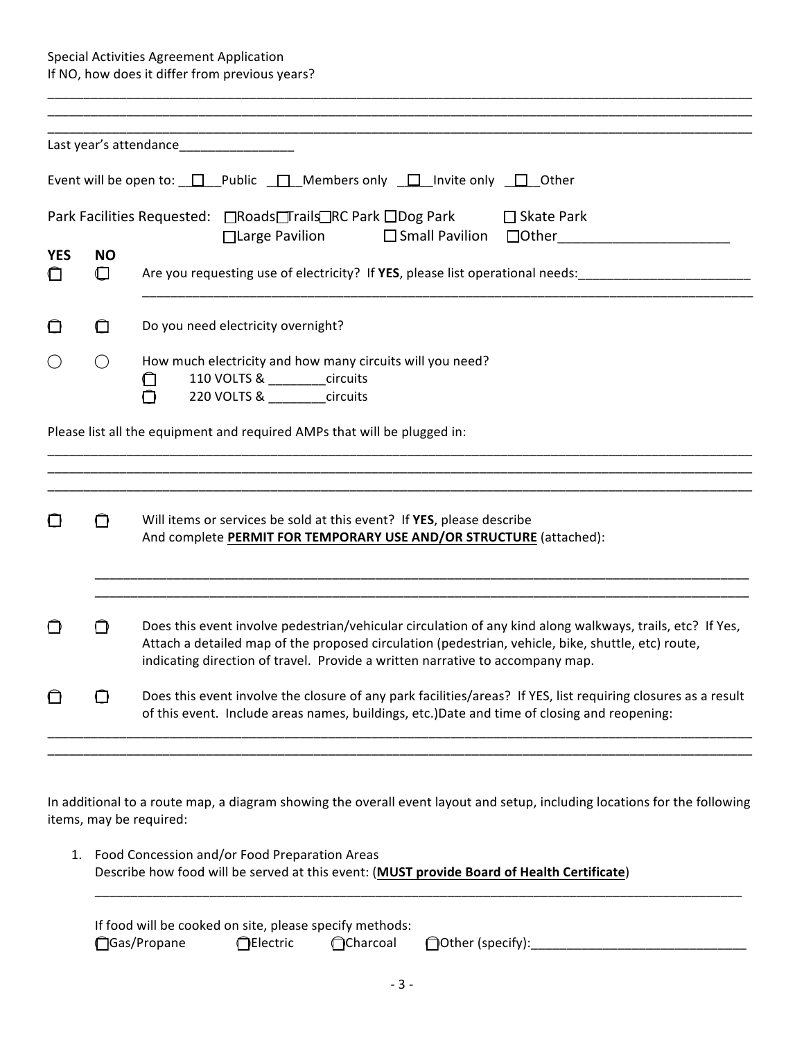Special Activities Agreement Application

If NO, how does it differ from previous years?

___________________________________________________________________________________________________
___________________________________________________________________________________________________
___________________________________________________________________________________________________

Last year's attendance________________

Event will be open to: __☐__Public __☐__Members only __☐__Invite only __☐__Other

Park Facilities Requested: ☐Roads ☐Trails ☐RC Park ☐Dog Park ☐ Skate Park ☐Large Pavilion ☐ Small Pavilion ☐Other______________________

| YES | NO | |
|---|---|---|
| ☐ | ☐ | Are you requesting use of electricity? If **YES**, please list operational needs:________________________ |
| ☐ | ☐ | Do you need electricity overnight? |
| ○ | ○ | How much electricity and how many circuits will you need?<br>☐ 110 VOLTS & ________circuits<br>☐ 220 VOLTS & ________circuits |

Please list all the equipment and required AMPs that will be plugged in:

___________________________________________________________________________________________________
___________________________________________________________________________________________________
___________________________________________________________________________________________________

| YES | NO | |
|---|---|---|
| ☐ | ☐ | Will items or services be sold at this event? If **YES**, please describe<br>And complete **PERMIT FOR TEMPORARY USE AND/OR STRUCTURE** (attached): |
| ☐ | ☐ | Does this event involve pedestrian/vehicular circulation of any kind along walkways, trails, etc? If Yes, Attach a detailed map of the proposed circulation (pedestrian, vehicle, bike, shuttle, etc) route, indicating direction of travel. Provide a written narrative to accompany map. |
| ☐ | ☐ | Does this event involve the closure of any park facilities/areas? If YES, list requiring closures as a result of this event. Include areas names, buildings, etc.)Date and time of closing and reopening: |

___________________________________________________________________________________________________
___________________________________________________________________________________________________

In additional to a route map, a diagram showing the overall event layout and setup, including locations for the following items, may be required:

1. Food Concession and/or Food Preparation Areas
   Describe how food will be served at this event: (**MUST provide Board of Health Certificate**)

   ___________________________________________________________________________________________

   If food will be cooked on site, please specify methods:
   ☐Gas/Propane ☐Electric ☐Charcoal ☐Other (specify):______________________________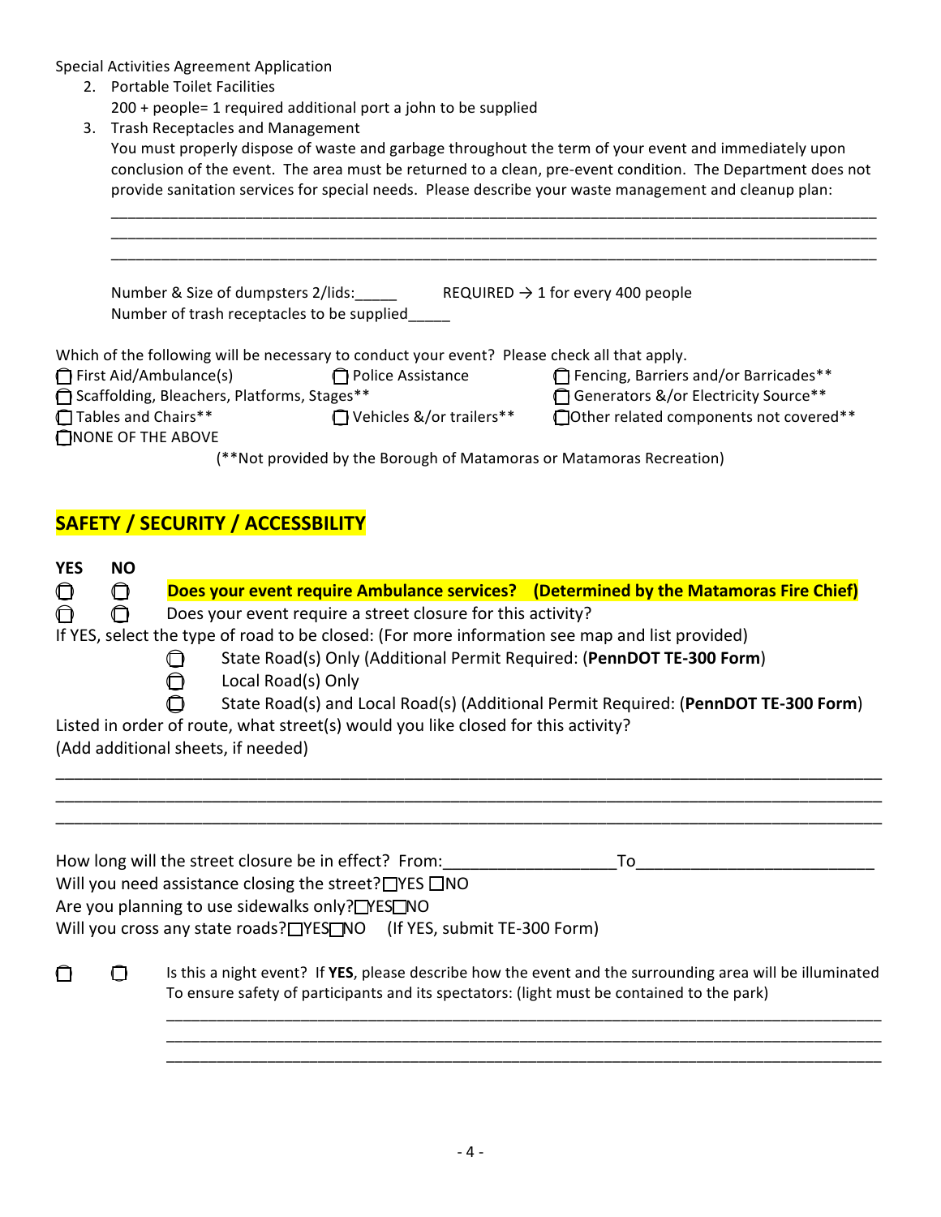Special Activities Agreement Application

2. Portable Toilet Facilities
   200 + people= 1 required additional port a john to be supplied
3. Trash Receptacles and Management
   You must properly dispose of waste and garbage throughout the term of your event and immediately upon conclusion of the event. The area must be returned to a clean, pre-event condition. The Department does not provide sanitation services for special needs. Please describe your waste management and cleanup plan:

   ________________________________________________________________________________
   ________________________________________________________________________________
   ________________________________________________________________________________

   Number & Size of dumpsters 2/lids:_____ REQUIRED → 1 for every 400 people
   Number of trash receptacles to be supplied_____

Which of the following will be necessary to conduct your event? Please check all that apply.

☐ First Aid/Ambulance(s) ☐ Police Assistance ☐ Fencing, Barriers and/or Barricades**
☐ Scaffolding, Bleachers, Platforms, Stages** ☐ Generators &/or Electricity Source**
☐ Tables and Chairs** ☐ Vehicles &/or trailers** ☐ Other related components not covered**
☐ NONE OF THE ABOVE

(**Not provided by the Borough of Matamoras or Matamoras Recreation)

## SAFETY / SECURITY / ACCESSIBILITY

| YES | NO | |
|---|---|---|
| ☐ | ☐ | **Does your event require Ambulance services? (Determined by the Matamoras Fire Chief)** |
| ☐ | ☐ | Does your event require a street closure for this activity? |

If YES, select the type of road to be closed: (For more information see map and list provided)

- ☐ State Road(s) Only (Additional Permit Required: (**PennDOT TE-300 Form**)
- ☐ Local Road(s) Only
- ☐ State Road(s) and Local Road(s) (Additional Permit Required: (**PennDOT TE-300 Form**)

Listed in order of route, what street(s) would you like closed for this activity?
(Add additional sheets, if needed)

________________________________________________________________________________
________________________________________________________________________________
________________________________________________________________________________

How long will the street closure be in effect? From:__________________To_________________________
Will you need assistance closing the street? ☐YES ☐NO
Are you planning to use sidewalks only? ☐YES ☐NO
Will you cross any state roads? ☐YES ☐NO (If YES, submit TE-300 Form)

☐ ☐ Is this a night event? If **YES**, please describe how the event and the surrounding area will be illuminated To ensure safety of participants and its spectators: (light must be contained to the park)

________________________________________________________________________________
________________________________________________________________________________
________________________________________________________________________________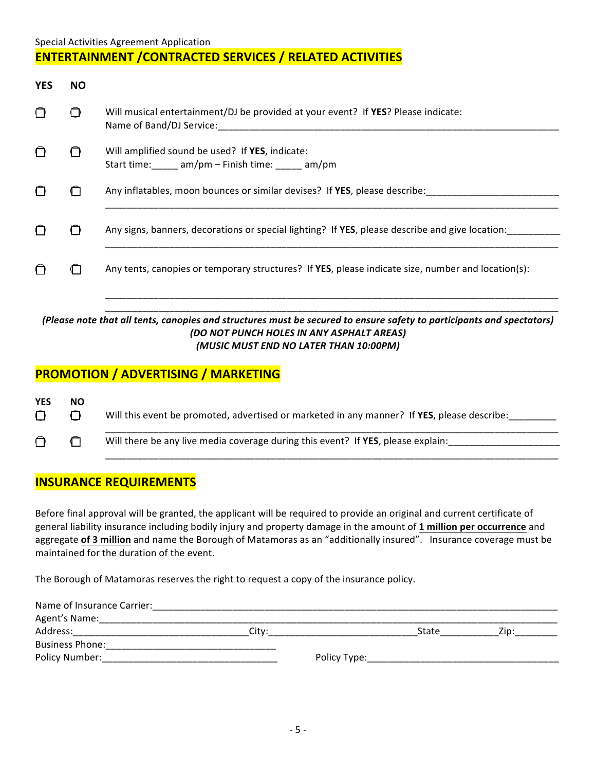Special Activities Agreement Application

## ENTERTAINMENT /CONTRACTED SERVICES / RELATED ACTIVITIES

| YES | NO | |
|---|---|---|
| ☐ | ☐ | Will musical entertainment/DJ be provided at your event? If **YES**? Please indicate: Name of Band/DJ Service:________________________________________________ |
| ☐ | ☐ | Will amplified sound be used? If **YES**, indicate: Start time:_____ am/pm – Finish time: _____ am/pm |
| ☐ | ☐ | Any inflatables, moon bounces or similar devises? If **YES**, please describe:________________________ ________________________________________________ |
| ☐ | ☐ | Any signs, banners, decorations or special lighting? If **YES**, please describe and give location:__________ ________________________________________________ |
| ☐ | ☐ | Any tents, canopies or temporary structures? If **YES**, please indicate size, number and location(s): ________________________________________________ ________________________________________________ |

***(Please note that all tents, canopies and structures must be secured to ensure safety to participants and spectators)***

***(DO NOT PUNCH HOLES IN ANY ASPHALT AREAS)***

***(MUSIC MUST END NO LATER THAN 10:00PM)***

## PROMOTION / ADVERTISING / MARKETING

| YES | NO | |
|---|---|---|
| ☐ | ☐ | Will this event be promoted, advertised or marketed in any manner? If **YES**, please describe:_________ ________________________________________________ |
| ☐ | ☐ | Will there be any live media coverage during this event? If **YES**, please explain:_____________________ ________________________________________________ |

## INSURANCE REQUIREMENTS

Before final approval will be granted, the applicant will be required to provide an original and current certificate of general liability insurance including bodily injury and property damage in the amount of **1 million per occurrence** and aggregate **of 3 million** and name the Borough of Matamoras as an "additionally insured". Insurance coverage must be maintained for the duration of the event.

The Borough of Matamoras reserves the right to request a copy of the insurance policy.

Name of Insurance Carrier:________________________________________________

Agent's Name:________________________________________________

Address:________________________________ City:__________________________ State__________ Zip:________

Business Phone:______________________________

Policy Number:_______________________________ Policy Type:___________________________________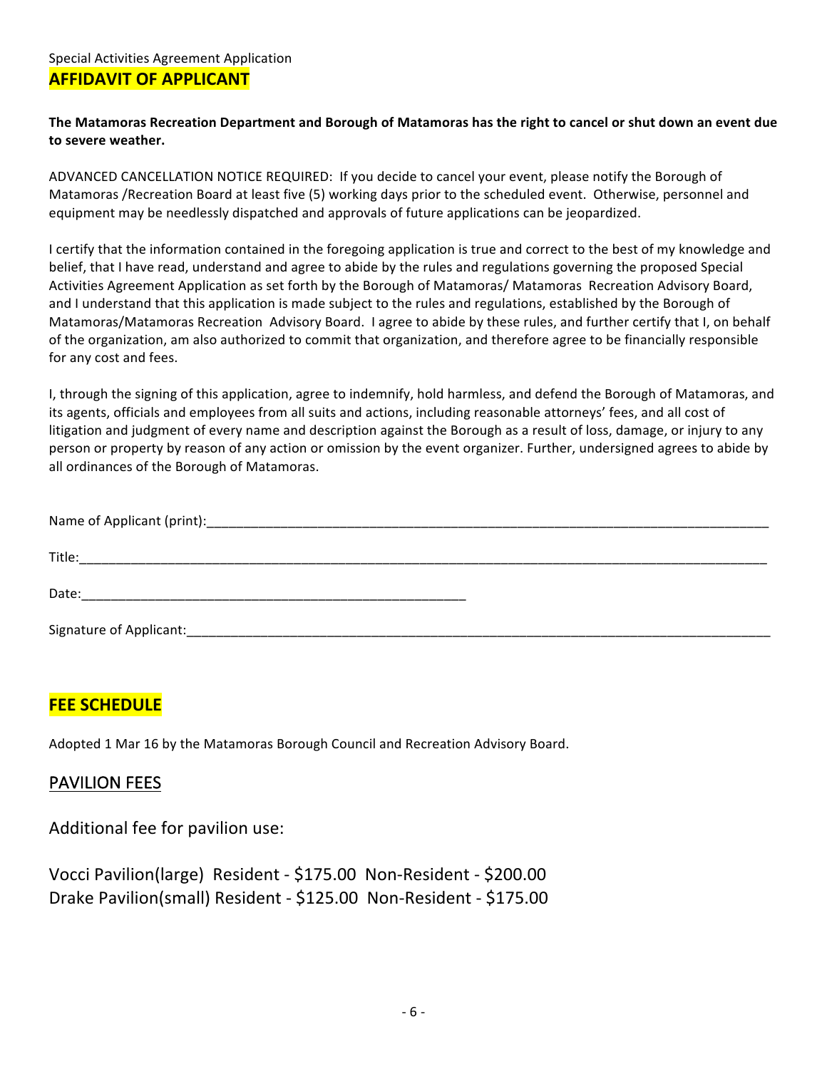Special Activities Agreement Application

## AFFIDAVIT OF APPLICANT

**The Matamoras Recreation Department and Borough of Matamoras has the right to cancel or shut down an event due to severe weather.**

ADVANCED CANCELLATION NOTICE REQUIRED: If you decide to cancel your event, please notify the Borough of Matamoras /Recreation Board at least five (5) working days prior to the scheduled event. Otherwise, personnel and equipment may be needlessly dispatched and approvals of future applications can be jeopardized.

I certify that the information contained in the foregoing application is true and correct to the best of my knowledge and belief, that I have read, understand and agree to abide by the rules and regulations governing the proposed Special Activities Agreement Application as set forth by the Borough of Matamoras/ Matamoras Recreation Advisory Board, and I understand that this application is made subject to the rules and regulations, established by the Borough of Matamoras/Matamoras Recreation Advisory Board. I agree to abide by these rules, and further certify that I, on behalf of the organization, am also authorized to commit that organization, and therefore agree to be financially responsible for any cost and fees.

I, through the signing of this application, agree to indemnify, hold harmless, and defend the Borough of Matamoras, and its agents, officials and employees from all suits and actions, including reasonable attorneys' fees, and all cost of litigation and judgment of every name and description against the Borough as a result of loss, damage, or injury to any person or property by reason of any action or omission by the event organizer. Further, undersigned agrees to abide by all ordinances of the Borough of Matamoras.

Name of Applicant (print):_______________________________________________

Title:_______________________________________________

Date:_______________________________________________

Signature of Applicant:_______________________________________________

## FEE SCHEDULE

Adopted 1 Mar 16 by the Matamoras Borough Council and Recreation Advisory Board.

### PAVILION FEES

Additional fee for pavilion use:

Vocci Pavilion(large) Resident - $175.00 Non-Resident - $200.00
Drake Pavilion(small) Resident - $125.00 Non-Resident - $175.00